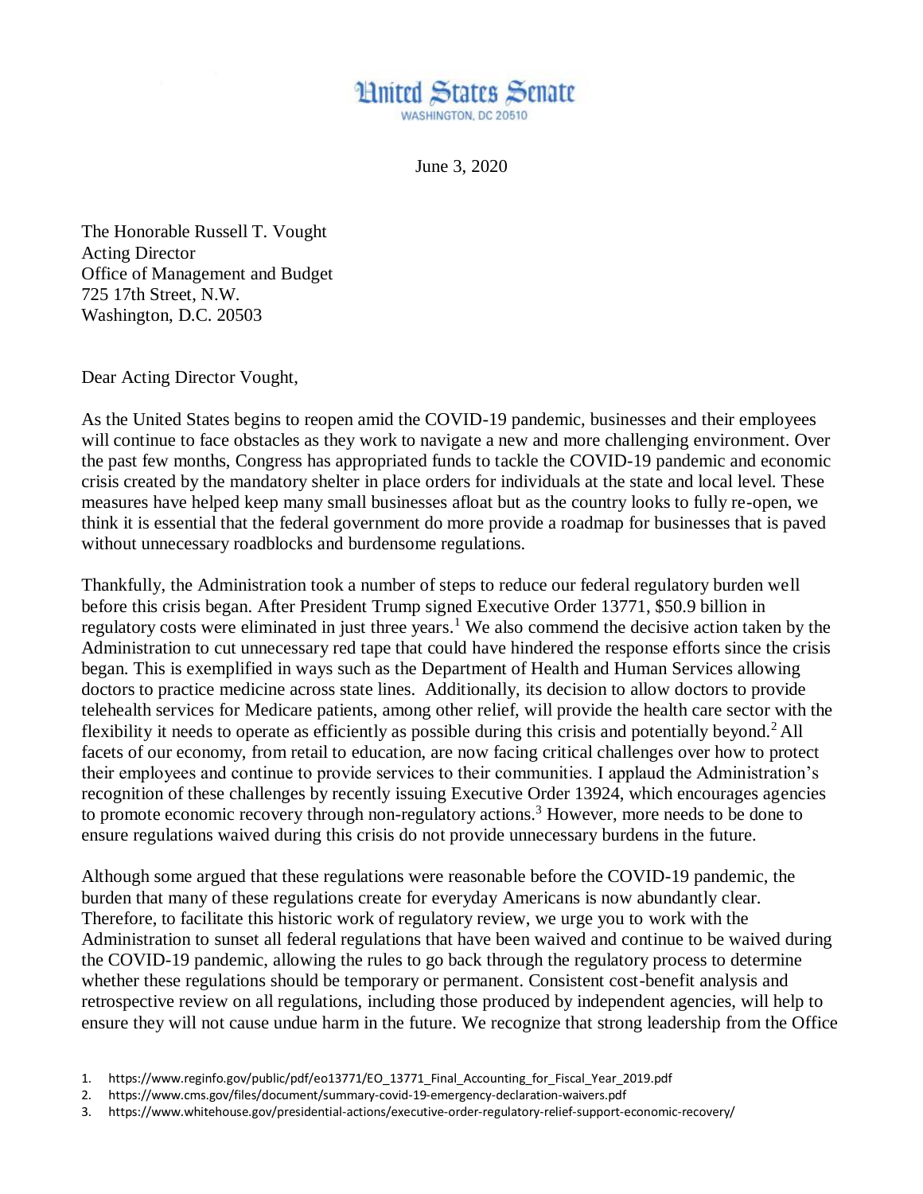# United States Senate

WASHINGTON, DC 20510

June 3, 2020

The Honorable Russell T. Vought
Acting Director
Office of Management and Budget
725 17th Street, N.W.
Washington, D.C. 20503

Dear Acting Director Vought,

As the United States begins to reopen amid the COVID-19 pandemic, businesses and their employees will continue to face obstacles as they work to navigate a new and more challenging environment. Over the past few months, Congress has appropriated funds to tackle the COVID-19 pandemic and economic crisis created by the mandatory shelter in place orders for individuals at the state and local level. These measures have helped keep many small businesses afloat but as the country looks to fully re-open, we think it is essential that the federal government do more provide a roadmap for businesses that is paved without unnecessary roadblocks and burdensome regulations.

Thankfully, the Administration took a number of steps to reduce our federal regulatory burden well before this crisis began. After President Trump signed Executive Order 13771, $50.9 billion in regulatory costs were eliminated in just three years.[1] We also commend the decisive action taken by the Administration to cut unnecessary red tape that could have hindered the response efforts since the crisis began. This is exemplified in ways such as the Department of Health and Human Services allowing doctors to practice medicine across state lines. Additionally, its decision to allow doctors to provide telehealth services for Medicare patients, among other relief, will provide the health care sector with the flexibility it needs to operate as efficiently as possible during this crisis and potentially beyond.[2] All facets of our economy, from retail to education, are now facing critical challenges over how to protect their employees and continue to provide services to their communities. I applaud the Administration's recognition of these challenges by recently issuing Executive Order 13924, which encourages agencies to promote economic recovery through non-regulatory actions.[3] However, more needs to be done to ensure regulations waived during this crisis do not provide unnecessary burdens in the future.

Although some argued that these regulations were reasonable before the COVID-19 pandemic, the burden that many of these regulations create for everyday Americans is now abundantly clear. Therefore, to facilitate this historic work of regulatory review, we urge you to work with the Administration to sunset all federal regulations that have been waived and continue to be waived during the COVID-19 pandemic, allowing the rules to go back through the regulatory process to determine whether these regulations should be temporary or permanent. Consistent cost-benefit analysis and retrospective review on all regulations, including those produced by independent agencies, will help to ensure they will not cause undue harm in the future. We recognize that strong leadership from the Office

1. https://www.reginfo.gov/public/pdf/eo13771/EO_13771_Final_Accounting_for_Fiscal_Year_2019.pdf
2. https://www.cms.gov/files/document/summary-covid-19-emergency-declaration-waivers.pdf
3. https://www.whitehouse.gov/presidential-actions/executive-order-regulatory-relief-support-economic-recovery/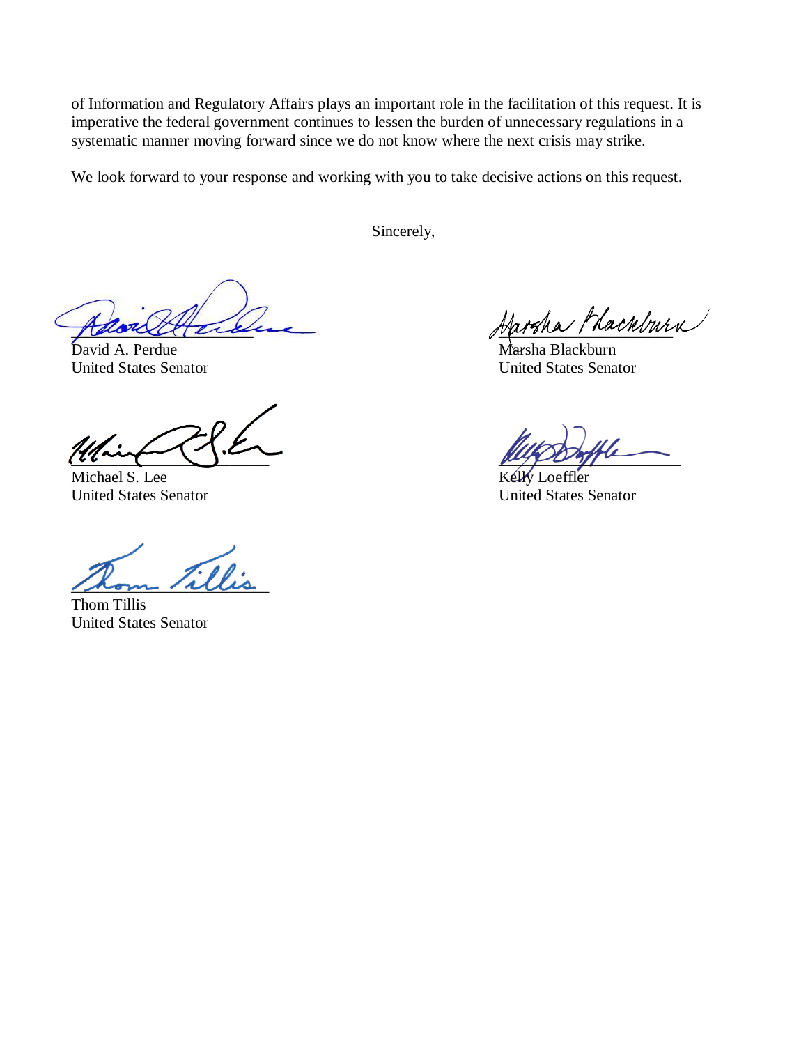of Information and Regulatory Affairs plays an important role in the facilitation of this request. It is imperative the federal government continues to lessen the burden of unnecessary regulations in a systematic manner moving forward since we do not know where the next crisis may strike.

We look forward to your response and working with you to take decisive actions on this request.

Sincerely,

David A. Perdue
United States Senator

Marsha Blackburn
United States Senator

Michael S. Lee
United States Senator

Kelly Loeffler
United States Senator

Thom Tillis
United States Senator